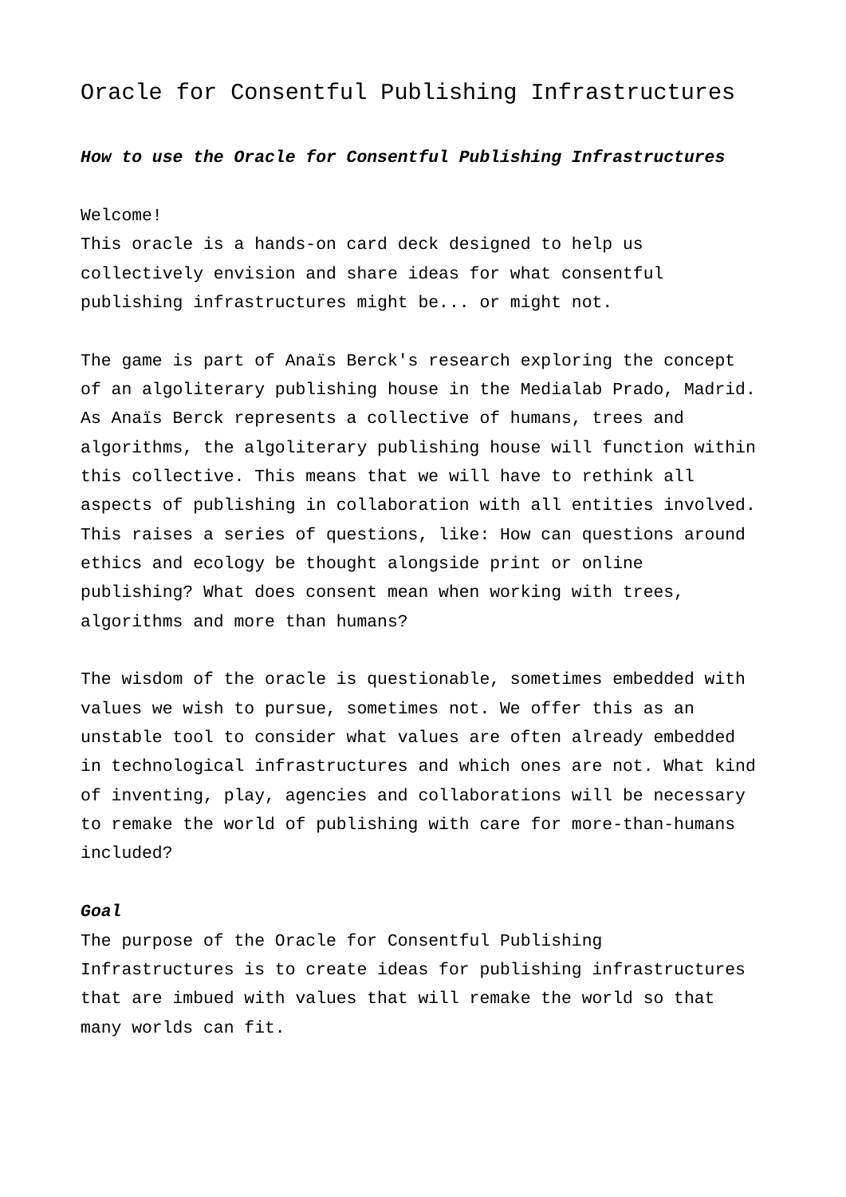# Oracle for Consentful Publishing Infrastructures

***How to use the Oracle for Consentful Publishing Infrastructures***

Welcome!
This oracle is a hands-on card deck designed to help us collectively envision and share ideas for what consentful publishing infrastructures might be... or might not.

The game is part of Anaïs Berck's research exploring the concept of an algoliterary publishing house in the Medialab Prado, Madrid. As Anaïs Berck represents a collective of humans, trees and algorithms, the algoliterary publishing house will function within this collective. This means that we will have to rethink all aspects of publishing in collaboration with all entities involved. This raises a series of questions, like: How can questions around ethics and ecology be thought alongside print or online publishing? What does consent mean when working with trees, algorithms and more than humans?

The wisdom of the oracle is questionable, sometimes embedded with values we wish to pursue, sometimes not. We offer this as an unstable tool to consider what values are often already embedded in technological infrastructures and which ones are not. What kind of inventing, play, agencies and collaborations will be necessary to remake the world of publishing with care for more-than-humans included?

***Goal***

The purpose of the Oracle for Consentful Publishing Infrastructures is to create ideas for publishing infrastructures that are imbued with values that will remake the world so that many worlds can fit.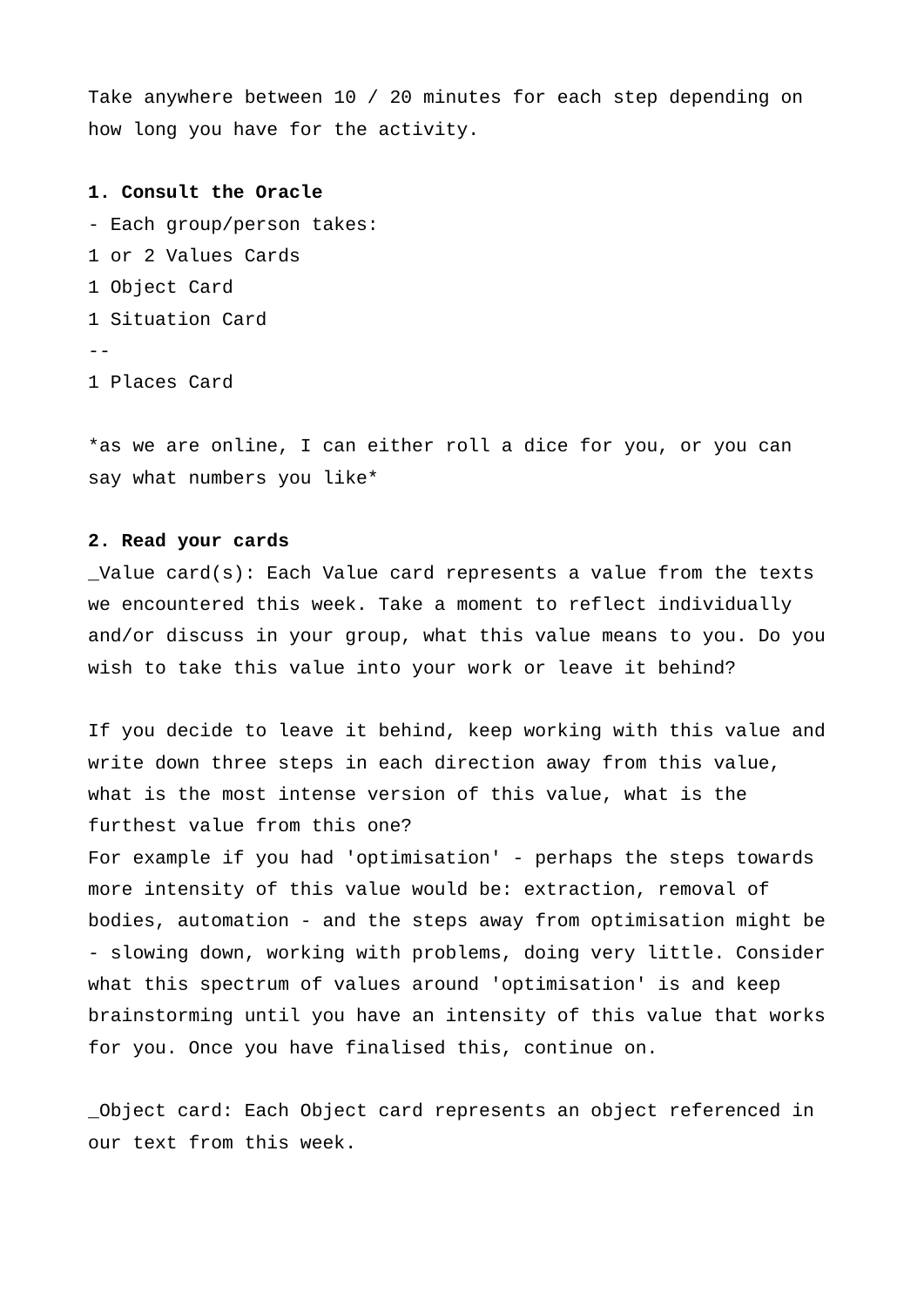Take anywhere between 10 / 20 minutes for each step depending on how long you have for the activity.

**1. Consult the Oracle**

- Each group/person takes:

1 or 2 Values Cards
1 Object Card
1 Situation Card
--
1 Places Card

*as we are online, I can either roll a dice for you, or you can say what numbers you like*

**2. Read your cards**

_Value card(s): Each Value card represents a value from the texts we encountered this week. Take a moment to reflect individually and/or discuss in your group, what this value means to you. Do you wish to take this value into your work or leave it behind?

If you decide to leave it behind, keep working with this value and write down three steps in each direction away from this value, what is the most intense version of this value, what is the furthest value from this one?
For example if you had 'optimisation' - perhaps the steps towards more intensity of this value would be: extraction, removal of bodies, automation - and the steps away from optimisation might be - slowing down, working with problems, doing very little. Consider what this spectrum of values around 'optimisation' is and keep brainstorming until you have an intensity of this value that works for you. Once you have finalised this, continue on.

_Object card: Each Object card represents an object referenced in our text from this week.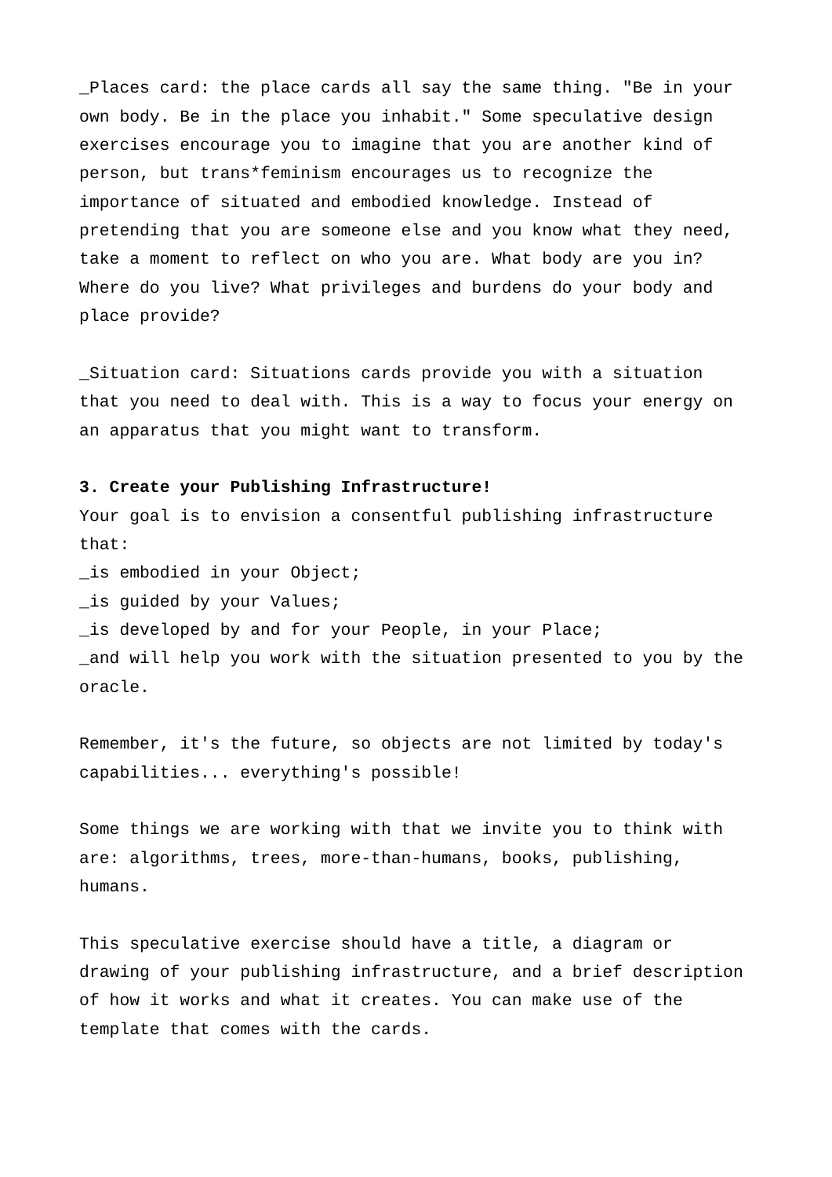_Places card: the place cards all say the same thing. "Be in your own body. Be in the place you inhabit." Some speculative design exercises encourage you to imagine that you are another kind of person, but trans*feminism encourages us to recognize the importance of situated and embodied knowledge. Instead of pretending that you are someone else and you know what they need, take a moment to reflect on who you are. What body are you in? Where do you live? What privileges and burdens do your body and place provide?

_Situation card: Situations cards provide you with a situation that you need to deal with. This is a way to focus your energy on an apparatus that you might want to transform.

**3. Create your Publishing Infrastructure!**

Your goal is to envision a consentful publishing infrastructure that:

_is embodied in your Object;

_is guided by your Values;

_is developed by and for your People, in your Place;

_and will help you work with the situation presented to you by the oracle.

Remember, it's the future, so objects are not limited by today's capabilities... everything's possible!

Some things we are working with that we invite you to think with are: algorithms, trees, more-than-humans, books, publishing, humans.

This speculative exercise should have a title, a diagram or drawing of your publishing infrastructure, and a brief description of how it works and what it creates. You can make use of the template that comes with the cards.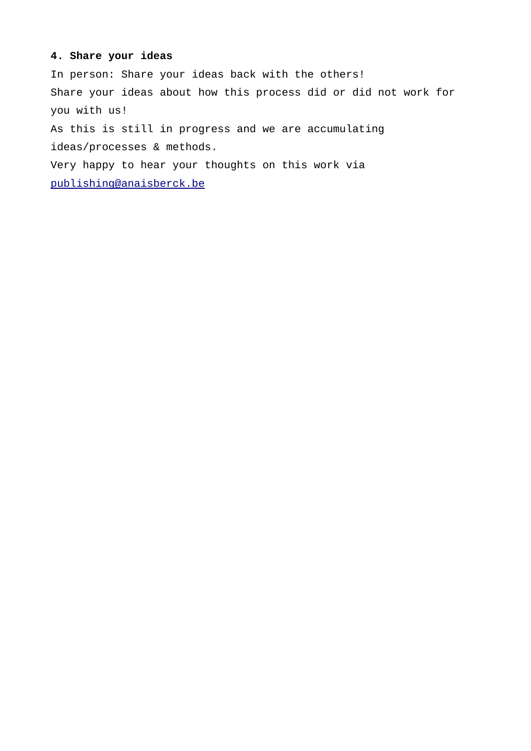**4. Share your ideas**

In person: Share your ideas back with the others!

Share your ideas about how this process did or did not work for you with us!

As this is still in progress and we are accumulating ideas/processes & methods.

Very happy to hear your thoughts on this work via publishing@anaisberck.be